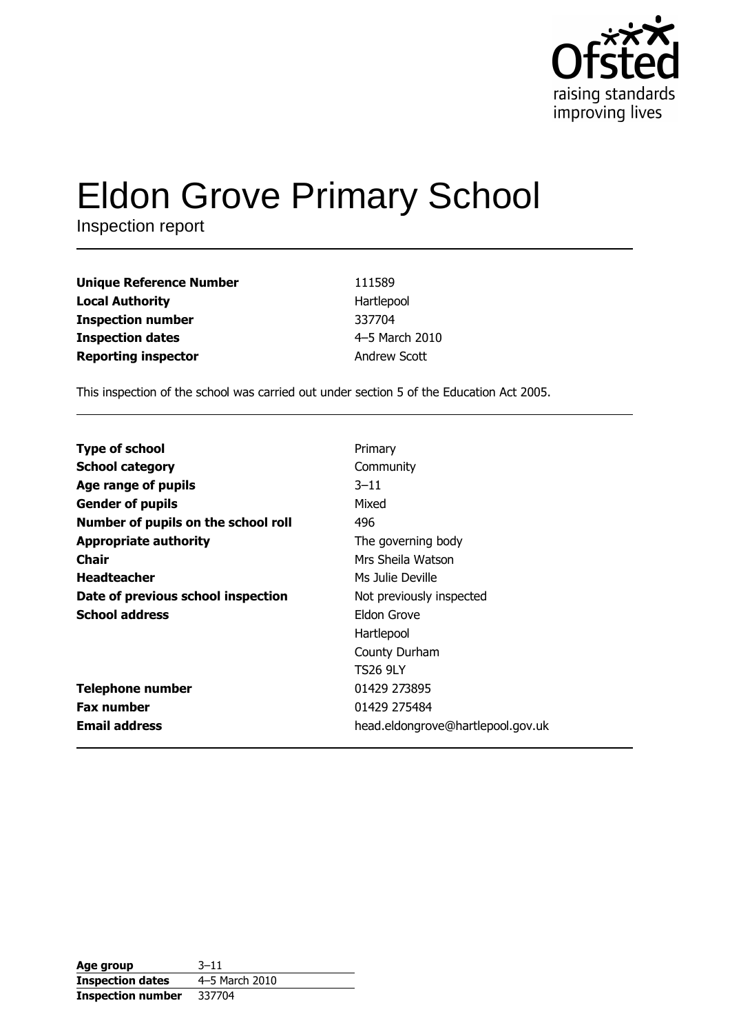Ofsted
raising standards
improving lives

# Eldon Grove Primary School

Inspection report

| | |
|---|---|
| **Unique Reference Number** | 111589 |
| **Local Authority** | Hartlepool |
| **Inspection number** | 337704 |
| **Inspection dates** | 4–5 March 2010 |
| **Reporting inspector** | Andrew Scott |

This inspection of the school was carried out under section 5 of the Education Act 2005.

| | |
|---|---|
| **Type of school** | Primary |
| **School category** | Community |
| **Age range of pupils** | 3–11 |
| **Gender of pupils** | Mixed |
| **Number of pupils on the school roll** | 496 |
| **Appropriate authority** | The governing body |
| **Chair** | Mrs Sheila Watson |
| **Headteacher** | Ms Julie Deville |
| **Date of previous school inspection** | Not previously inspected |
| **School address** | Eldon Grove<br>Hartlepool<br>County Durham<br>TS26 9LY |
| **Telephone number** | 01429 273895 |
| **Fax number** | 01429 275484 |
| **Email address** | head.eldongrove@hartlepool.gov.uk |

| | |
|---|---|
| **Age group** | 3–11 |
| **Inspection dates** | 4–5 March 2010 |
| **Inspection number** | 337704 |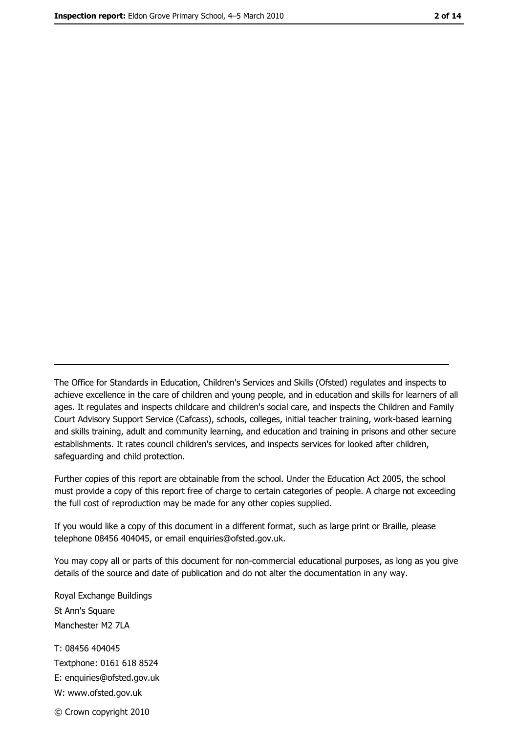---

The Office for Standards in Education, Children's Services and Skills (Ofsted) regulates and inspects to achieve excellence in the care of children and young people, and in education and skills for learners of all ages. It regulates and inspects childcare and children's social care, and inspects the Children and Family Court Advisory Support Service (Cafcass), schools, colleges, initial teacher training, work-based learning and skills training, adult and community learning, and education and training in prisons and other secure establishments. It rates council children's services, and inspects services for looked after children, safeguarding and child protection.

Further copies of this report are obtainable from the school. Under the Education Act 2005, the school must provide a copy of this report free of charge to certain categories of people. A charge not exceeding the full cost of reproduction may be made for any other copies supplied.

If you would like a copy of this document in a different format, such as large print or Braille, please telephone 08456 404045, or email enquiries@ofsted.gov.uk.

You may copy all or parts of this document for non-commercial educational purposes, as long as you give details of the source and date of publication and do not alter the documentation in any way.

Royal Exchange Buildings
St Ann's Square
Manchester M2 7LA

T: 08456 404045
Textphone: 0161 618 8524
E: enquiries@ofsted.gov.uk
W: www.ofsted.gov.uk

© Crown copyright 2010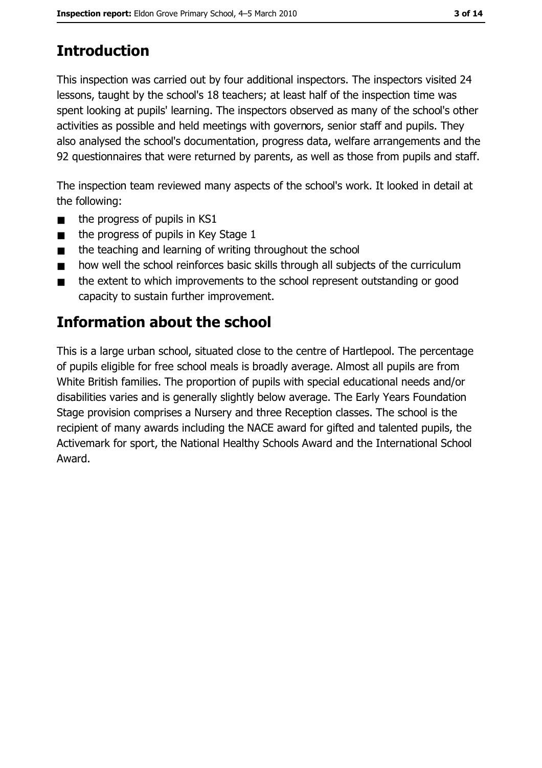## Introduction

This inspection was carried out by four additional inspectors. The inspectors visited 24 lessons, taught by the school's 18 teachers; at least half of the inspection time was spent looking at pupils' learning. The inspectors observed as many of the school's other activities as possible and held meetings with governors, senior staff and pupils. They also analysed the school's documentation, progress data, welfare arrangements and the 92 questionnaires that were returned by parents, as well as those from pupils and staff.

The inspection team reviewed many aspects of the school's work. It looked in detail at the following:

- the progress of pupils in KS1
- the progress of pupils in Key Stage 1
- the teaching and learning of writing throughout the school
- how well the school reinforces basic skills through all subjects of the curriculum
- the extent to which improvements to the school represent outstanding or good capacity to sustain further improvement.

## Information about the school

This is a large urban school, situated close to the centre of Hartlepool. The percentage of pupils eligible for free school meals is broadly average. Almost all pupils are from White British families. The proportion of pupils with special educational needs and/or disabilities varies and is generally slightly below average. The Early Years Foundation Stage provision comprises a Nursery and three Reception classes. The school is the recipient of many awards including the NACE award for gifted and talented pupils, the Activemark for sport, the National Healthy Schools Award and the International School Award.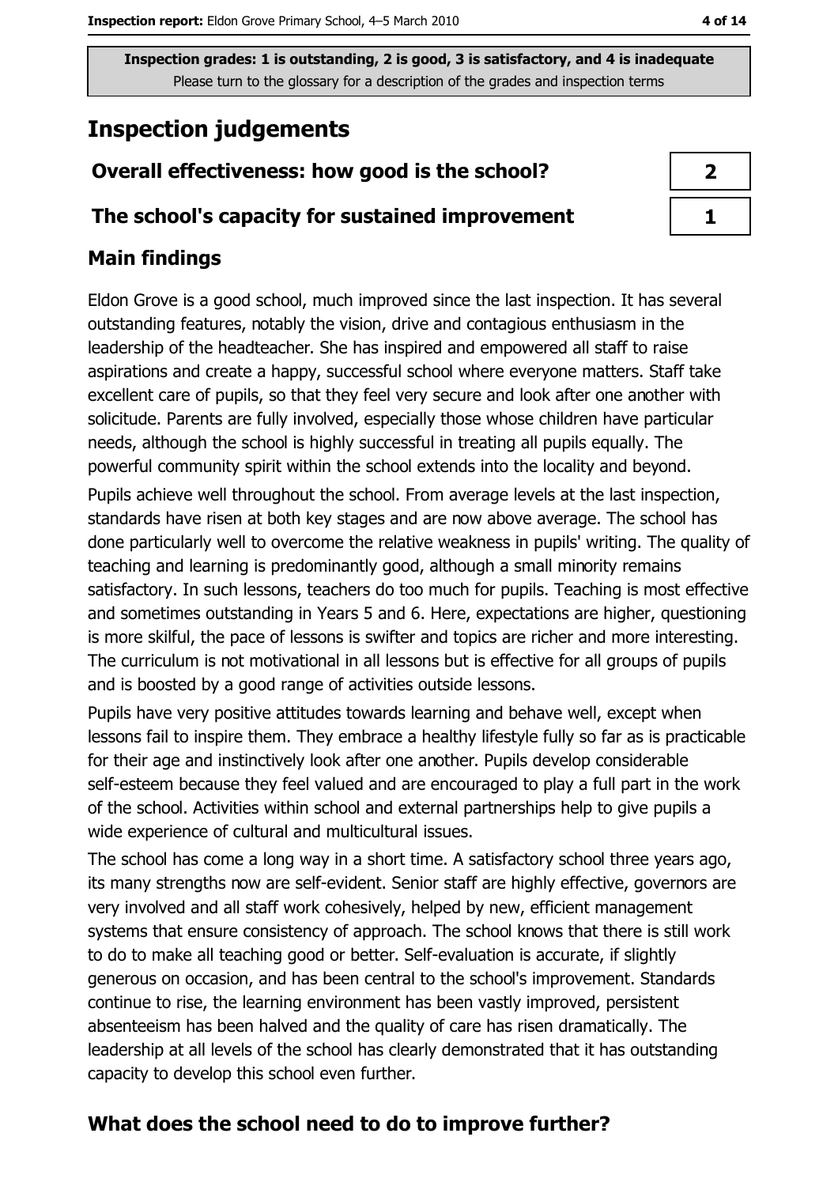Inspection grades: 1 is outstanding, 2 is good, 3 is satisfactory, and 4 is inadequate
Please turn to the glossary for a description of the grades and inspection terms

# Inspection judgements

| | |
|---|---|
| **Overall effectiveness: how good is the school?** | 2 |
| **The school's capacity for sustained improvement** | 1 |

## Main findings

Eldon Grove is a good school, much improved since the last inspection. It has several outstanding features, notably the vision, drive and contagious enthusiasm in the leadership of the headteacher. She has inspired and empowered all staff to raise aspirations and create a happy, successful school where everyone matters. Staff take excellent care of pupils, so that they feel very secure and look after one another with solicitude. Parents are fully involved, especially those whose children have particular needs, although the school is highly successful in treating all pupils equally. The powerful community spirit within the school extends into the locality and beyond.

Pupils achieve well throughout the school. From average levels at the last inspection, standards have risen at both key stages and are now above average. The school has done particularly well to overcome the relative weakness in pupils' writing. The quality of teaching and learning is predominantly good, although a small minority remains satisfactory. In such lessons, teachers do too much for pupils. Teaching is most effective and sometimes outstanding in Years 5 and 6. Here, expectations are higher, questioning is more skilful, the pace of lessons is swifter and topics are richer and more interesting. The curriculum is not motivational in all lessons but is effective for all groups of pupils and is boosted by a good range of activities outside lessons.

Pupils have very positive attitudes towards learning and behave well, except when lessons fail to inspire them. They embrace a healthy lifestyle fully so far as is practicable for their age and instinctively look after one another. Pupils develop considerable self-esteem because they feel valued and are encouraged to play a full part in the work of the school. Activities within school and external partnerships help to give pupils a wide experience of cultural and multicultural issues.

The school has come a long way in a short time. A satisfactory school three years ago, its many strengths now are self-evident. Senior staff are highly effective, governors are very involved and all staff work cohesively, helped by new, efficient management systems that ensure consistency of approach. The school knows that there is still work to do to make all teaching good or better. Self-evaluation is accurate, if slightly generous on occasion, and has been central to the school's improvement. Standards continue to rise, the learning environment has been vastly improved, persistent absenteeism has been halved and the quality of care has risen dramatically. The leadership at all levels of the school has clearly demonstrated that it has outstanding capacity to develop this school even further.

## What does the school need to do to improve further?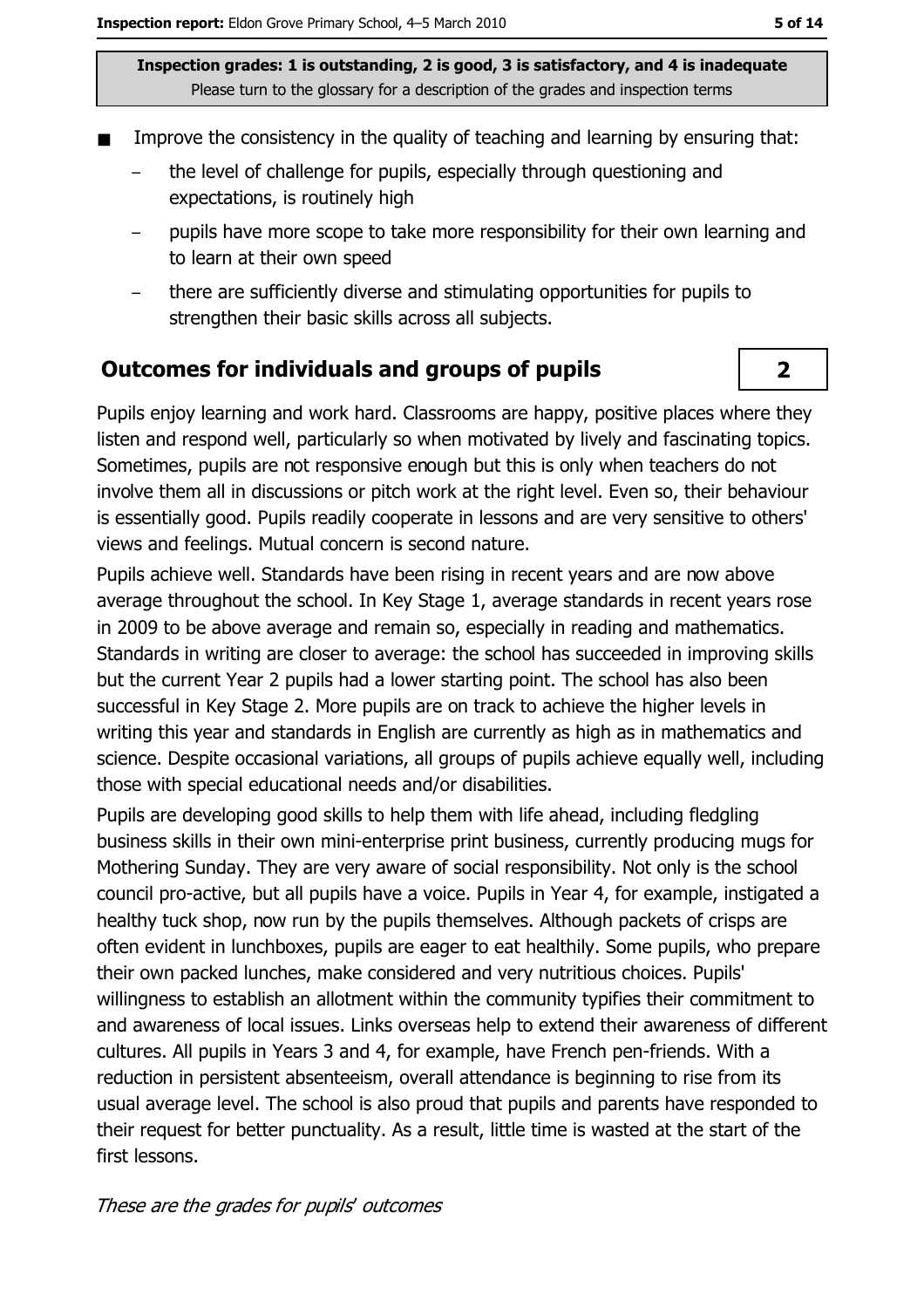- Improve the consistency in the quality of teaching and learning by ensuring that:
  - the level of challenge for pupils, especially through questioning and expectations, is routinely high
  - pupils have more scope to take more responsibility for their own learning and to learn at their own speed
  - there are sufficiently diverse and stimulating opportunities for pupils to strengthen their basic skills across all subjects.

## Outcomes for individuals and groups of pupils — 2

Pupils enjoy learning and work hard. Classrooms are happy, positive places where they listen and respond well, particularly so when motivated by lively and fascinating topics. Sometimes, pupils are not responsive enough but this is only when teachers do not involve them all in discussions or pitch work at the right level. Even so, their behaviour is essentially good. Pupils readily cooperate in lessons and are very sensitive to others' views and feelings. Mutual concern is second nature.

Pupils achieve well. Standards have been rising in recent years and are now above average throughout the school. In Key Stage 1, average standards in recent years rose in 2009 to be above average and remain so, especially in reading and mathematics. Standards in writing are closer to average: the school has succeeded in improving skills but the current Year 2 pupils had a lower starting point. The school has also been successful in Key Stage 2. More pupils are on track to achieve the higher levels in writing this year and standards in English are currently as high as in mathematics and science. Despite occasional variations, all groups of pupils achieve equally well, including those with special educational needs and/or disabilities.

Pupils are developing good skills to help them with life ahead, including fledgling business skills in their own mini-enterprise print business, currently producing mugs for Mothering Sunday. They are very aware of social responsibility. Not only is the school council pro-active, but all pupils have a voice. Pupils in Year 4, for example, instigated a healthy tuck shop, now run by the pupils themselves. Although packets of crisps are often evident in lunchboxes, pupils are eager to eat healthily. Some pupils, who prepare their own packed lunches, make considered and very nutritious choices. Pupils' willingness to establish an allotment within the community typifies their commitment to and awareness of local issues. Links overseas help to extend their awareness of different cultures. All pupils in Years 3 and 4, for example, have French pen-friends. With a reduction in persistent absenteeism, overall attendance is beginning to rise from its usual average level. The school is also proud that pupils and parents have responded to their request for better punctuality. As a result, little time is wasted at the start of the first lessons.

*These are the grades for pupils' outcomes*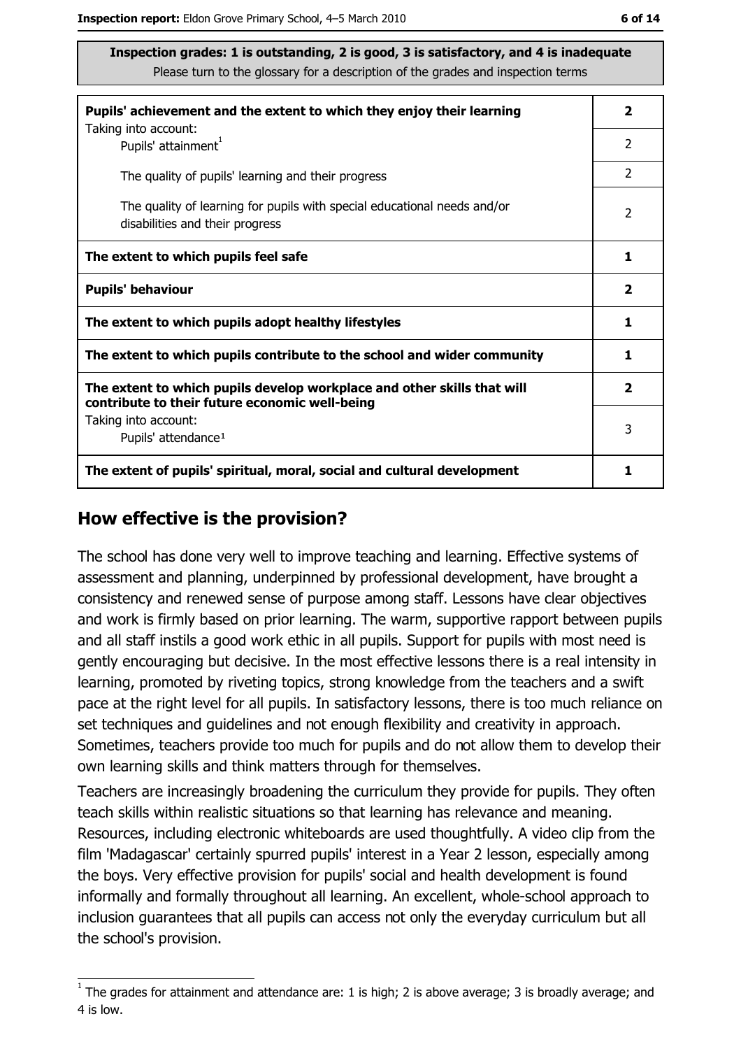**Inspection grades: 1 is outstanding, 2 is good, 3 is satisfactory, and 4 is inadequate**
Please turn to the glossary for a description of the grades and inspection terms

| | |
|---|---|
| **Pupils' achievement and the extent to which they enjoy their learning** Taking into account: | **2** |
| Pupils' attainment[1] | 2 |
| The quality of pupils' learning and their progress | 2 |
| The quality of learning for pupils with special educational needs and/or disabilities and their progress | 2 |
| **The extent to which pupils feel safe** | **1** |
| **Pupils' behaviour** | **2** |
| **The extent to which pupils adopt healthy lifestyles** | **1** |
| **The extent to which pupils contribute to the school and wider community** | **1** |
| **The extent to which pupils develop workplace and other skills that will contribute to their future economic well-being** | **2** |
| Taking into account: Pupils' attendance[1] | 3 |
| **The extent of pupils' spiritual, moral, social and cultural development** | **1** |

## How effective is the provision?

The school has done very well to improve teaching and learning. Effective systems of assessment and planning, underpinned by professional development, have brought a consistency and renewed sense of purpose among staff. Lessons have clear objectives and work is firmly based on prior learning. The warm, supportive rapport between pupils and all staff instils a good work ethic in all pupils. Support for pupils with most need is gently encouraging but decisive. In the most effective lessons there is a real intensity in learning, promoted by riveting topics, strong knowledge from the teachers and a swift pace at the right level for all pupils. In satisfactory lessons, there is too much reliance on set techniques and guidelines and not enough flexibility and creativity in approach. Sometimes, teachers provide too much for pupils and do not allow them to develop their own learning skills and think matters through for themselves.

Teachers are increasingly broadening the curriculum they provide for pupils. They often teach skills within realistic situations so that learning has relevance and meaning. Resources, including electronic whiteboards are used thoughtfully. A video clip from the film 'Madagascar' certainly spurred pupils' interest in a Year 2 lesson, especially among the boys. Very effective provision for pupils' social and health development is found informally and formally throughout all learning. An excellent, whole-school approach to inclusion guarantees that all pupils can access not only the everyday curriculum but all the school's provision.

[1] The grades for attainment and attendance are: 1 is high; 2 is above average; 3 is broadly average; and 4 is low.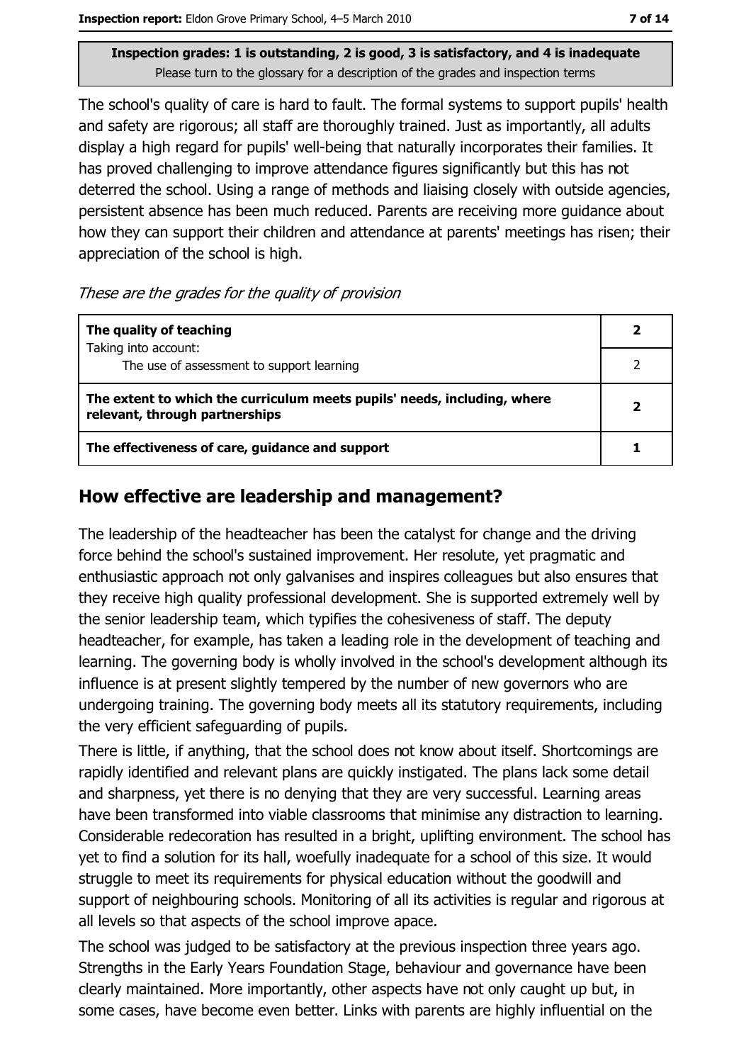Inspection grades: 1 is outstanding, 2 is good, 3 is satisfactory, and 4 is inadequate
Please turn to the glossary for a description of the grades and inspection terms

The school's quality of care is hard to fault. The formal systems to support pupils' health and safety are rigorous; all staff are thoroughly trained. Just as importantly, all adults display a high regard for pupils' well-being that naturally incorporates their families. It has proved challenging to improve attendance figures significantly but this has not deterred the school. Using a range of methods and liaising closely with outside agencies, persistent absence has been much reduced. Parents are receiving more guidance about how they can support their children and attendance at parents' meetings has risen; their appreciation of the school is high.

*These are the grades for the quality of provision*

| | |
|---|---|
| **The quality of teaching** | **2** |
| Taking into account: The use of assessment to support learning | 2 |
| **The extent to which the curriculum meets pupils' needs, including, where relevant, through partnerships** | **2** |
| **The effectiveness of care, guidance and support** | **1** |

## How effective are leadership and management?

The leadership of the headteacher has been the catalyst for change and the driving force behind the school's sustained improvement. Her resolute, yet pragmatic and enthusiastic approach not only galvanises and inspires colleagues but also ensures that they receive high quality professional development. She is supported extremely well by the senior leadership team, which typifies the cohesiveness of staff. The deputy headteacher, for example, has taken a leading role in the development of teaching and learning. The governing body is wholly involved in the school's development although its influence is at present slightly tempered by the number of new governors who are undergoing training. The governing body meets all its statutory requirements, including the very efficient safeguarding of pupils.

There is little, if anything, that the school does not know about itself. Shortcomings are rapidly identified and relevant plans are quickly instigated. The plans lack some detail and sharpness, yet there is no denying that they are very successful. Learning areas have been transformed into viable classrooms that minimise any distraction to learning. Considerable redecoration has resulted in a bright, uplifting environment. The school has yet to find a solution for its hall, woefully inadequate for a school of this size. It would struggle to meet its requirements for physical education without the goodwill and support of neighbouring schools. Monitoring of all its activities is regular and rigorous at all levels so that aspects of the school improve apace.

The school was judged to be satisfactory at the previous inspection three years ago. Strengths in the Early Years Foundation Stage, behaviour and governance have been clearly maintained. More importantly, other aspects have not only caught up but, in some cases, have become even better. Links with parents are highly influential on the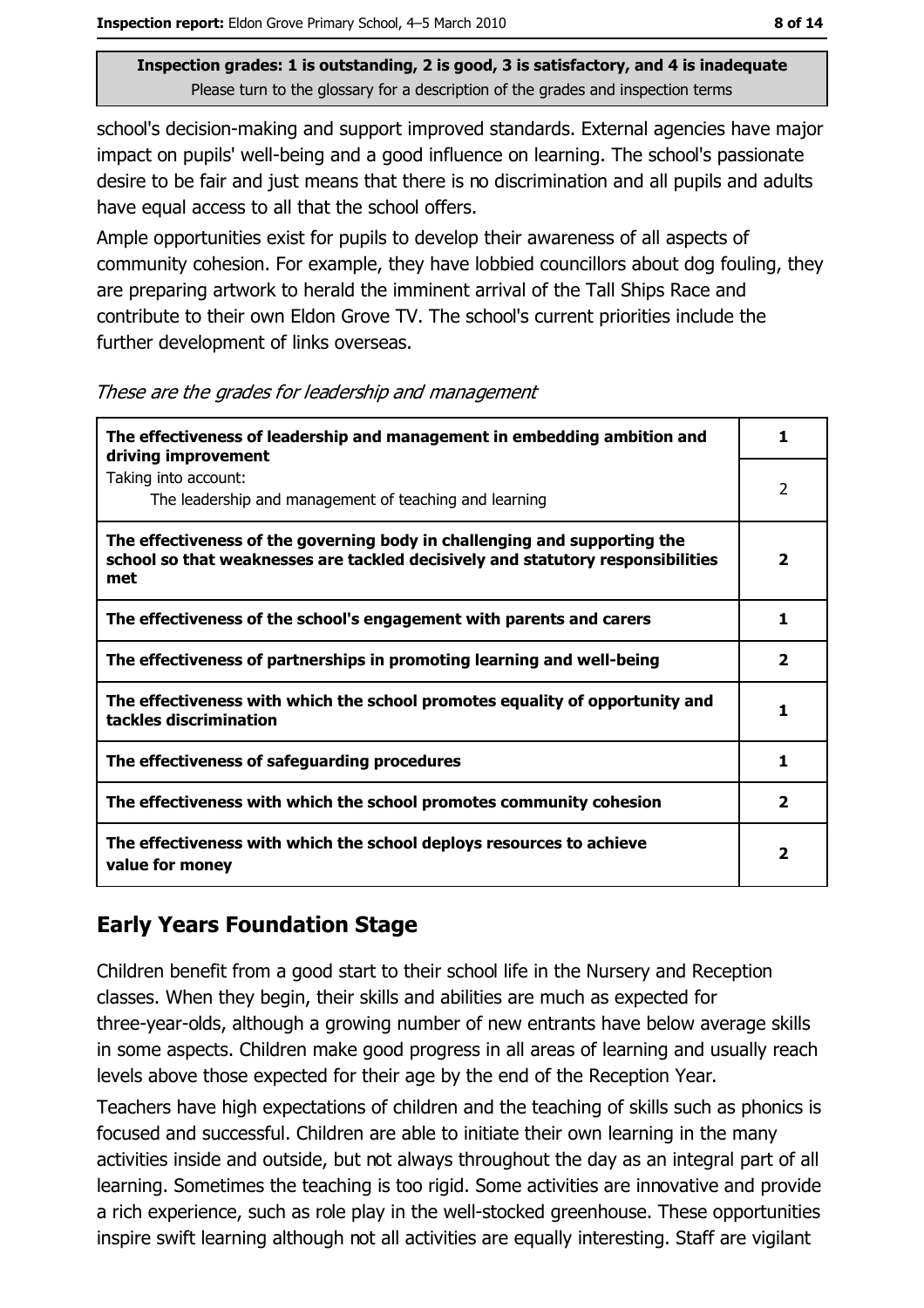school's decision-making and support improved standards. External agencies have major impact on pupils' well-being and a good influence on learning. The school's passionate desire to be fair and just means that there is no discrimination and all pupils and adults have equal access to all that the school offers.

Ample opportunities exist for pupils to develop their awareness of all aspects of community cohesion. For example, they have lobbied councillors about dog fouling, they are preparing artwork to herald the imminent arrival of the Tall Ships Race and contribute to their own Eldon Grove TV. The school's current priorities include the further development of links overseas.

*These are the grades for leadership and management*

| | |
|---|---|
| **The effectiveness of leadership and management in embedding ambition and driving improvement** | **1** |
| Taking into account: The leadership and management of teaching and learning | 2 |
| **The effectiveness of the governing body in challenging and supporting the school so that weaknesses are tackled decisively and statutory responsibilities met** | **2** |
| **The effectiveness of the school's engagement with parents and carers** | **1** |
| **The effectiveness of partnerships in promoting learning and well-being** | **2** |
| **The effectiveness with which the school promotes equality of opportunity and tackles discrimination** | **1** |
| **The effectiveness of safeguarding procedures** | **1** |
| **The effectiveness with which the school promotes community cohesion** | **2** |
| **The effectiveness with which the school deploys resources to achieve value for money** | **2** |

## Early Years Foundation Stage

Children benefit from a good start to their school life in the Nursery and Reception classes. When they begin, their skills and abilities are much as expected for three-year-olds, although a growing number of new entrants have below average skills in some aspects. Children make good progress in all areas of learning and usually reach levels above those expected for their age by the end of the Reception Year.

Teachers have high expectations of children and the teaching of skills such as phonics is focused and successful. Children are able to initiate their own learning in the many activities inside and outside, but not always throughout the day as an integral part of all learning. Sometimes the teaching is too rigid. Some activities are innovative and provide a rich experience, such as role play in the well-stocked greenhouse. These opportunities inspire swift learning although not all activities are equally interesting. Staff are vigilant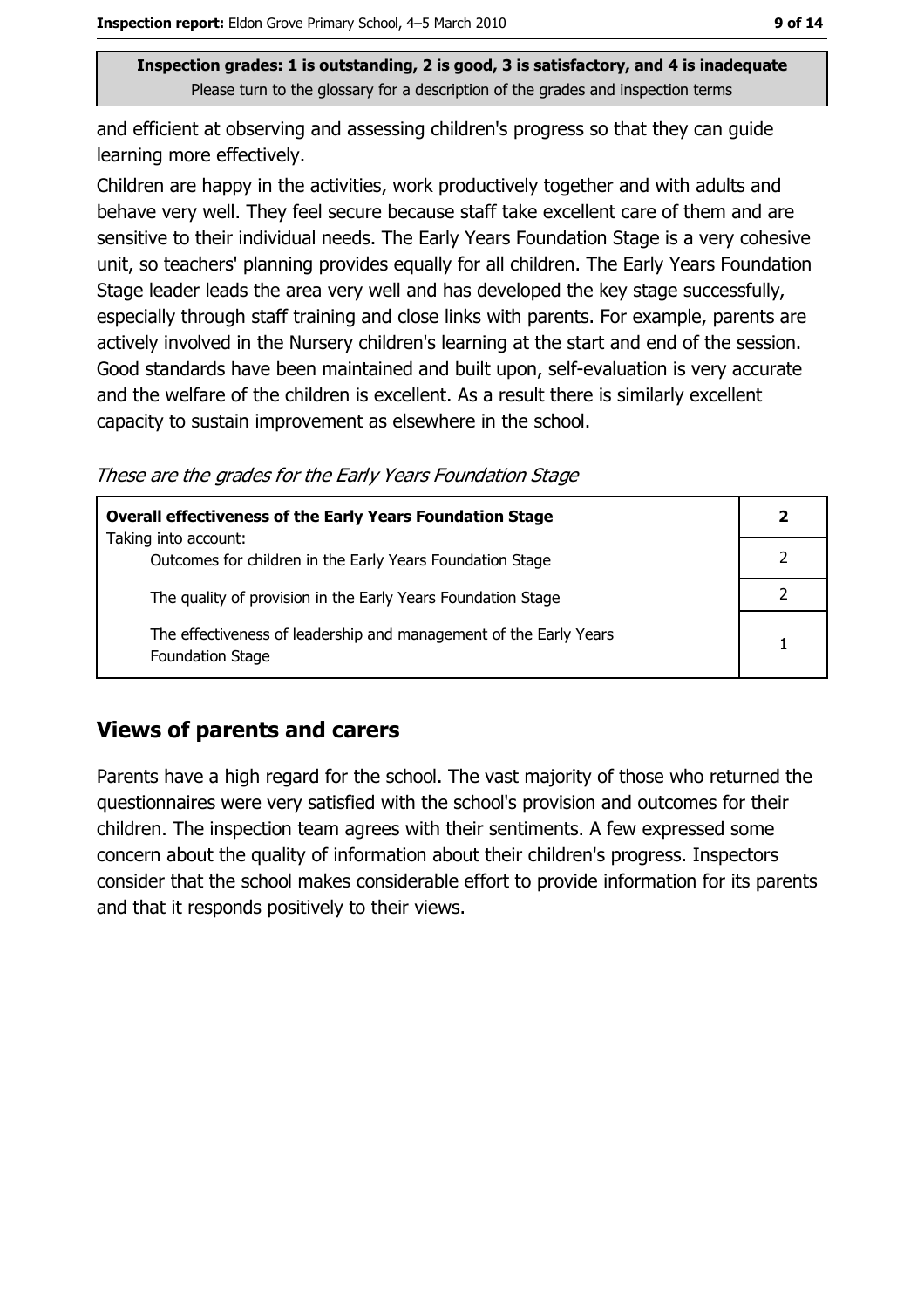and efficient at observing and assessing children's progress so that they can guide learning more effectively.

Children are happy in the activities, work productively together and with adults and behave very well. They feel secure because staff take excellent care of them and are sensitive to their individual needs. The Early Years Foundation Stage is a very cohesive unit, so teachers' planning provides equally for all children. The Early Years Foundation Stage leader leads the area very well and has developed the key stage successfully, especially through staff training and close links with parents. For example, parents are actively involved in the Nursery children's learning at the start and end of the session. Good standards have been maintained and built upon, self-evaluation is very accurate and the welfare of the children is excellent. As a result there is similarly excellent capacity to sustain improvement as elsewhere in the school.

*These are the grades for the Early Years Foundation Stage*

| **Overall effectiveness of the Early Years Foundation Stage** | **2** |
|---|---|
| Taking into account: Outcomes for children in the Early Years Foundation Stage | 2 |
| The quality of provision in the Early Years Foundation Stage | 2 |
| The effectiveness of leadership and management of the Early Years Foundation Stage | 1 |

## Views of parents and carers

Parents have a high regard for the school. The vast majority of those who returned the questionnaires were very satisfied with the school's provision and outcomes for their children. The inspection team agrees with their sentiments. A few expressed some concern about the quality of information about their children's progress. Inspectors consider that the school makes considerable effort to provide information for its parents and that it responds positively to their views.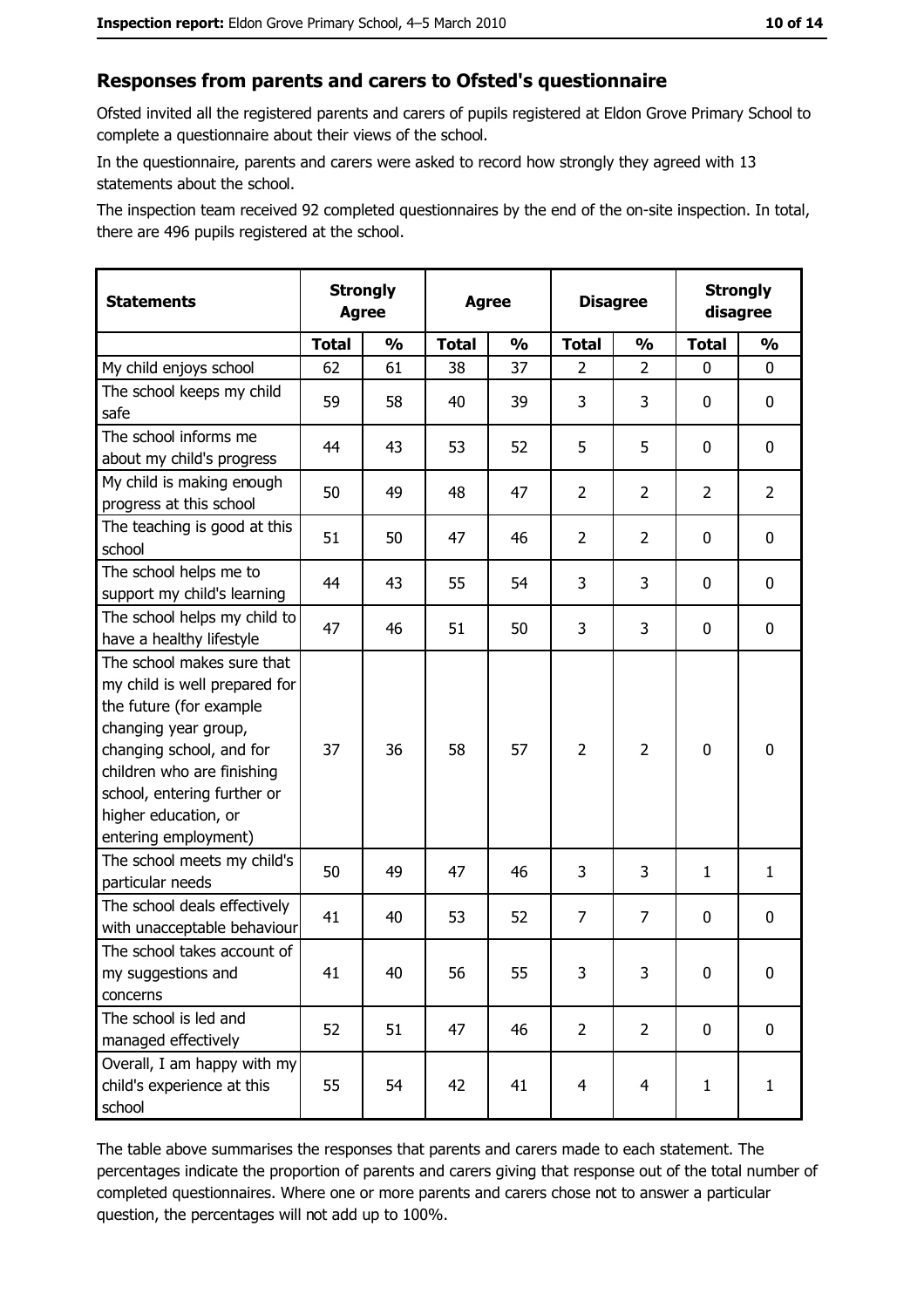## Responses from parents and carers to Ofsted's questionnaire

Ofsted invited all the registered parents and carers of pupils registered at Eldon Grove Primary School to complete a questionnaire about their views of the school.

In the questionnaire, parents and carers were asked to record how strongly they agreed with 13 statements about the school.

The inspection team received 92 completed questionnaires by the end of the on-site inspection. In total, there are 496 pupils registered at the school.

| Statements | Strongly Agree | | Agree | | Disagree | | Strongly disagree | |
|---|---|---|---|---|---|---|---|---|
| | Total | % | Total | % | Total | % | Total | % |
| My child enjoys school | 62 | 61 | 38 | 37 | 2 | 2 | 0 | 0 |
| The school keeps my child safe | 59 | 58 | 40 | 39 | 3 | 3 | 0 | 0 |
| The school informs me about my child's progress | 44 | 43 | 53 | 52 | 5 | 5 | 0 | 0 |
| My child is making enough progress at this school | 50 | 49 | 48 | 47 | 2 | 2 | 2 | 2 |
| The teaching is good at this school | 51 | 50 | 47 | 46 | 2 | 2 | 0 | 0 |
| The school helps me to support my child's learning | 44 | 43 | 55 | 54 | 3 | 3 | 0 | 0 |
| The school helps my child to have a healthy lifestyle | 47 | 46 | 51 | 50 | 3 | 3 | 0 | 0 |
| The school makes sure that my child is well prepared for the future (for example changing year group, changing school, and for children who are finishing school, entering further or higher education, or entering employment) | 37 | 36 | 58 | 57 | 2 | 2 | 0 | 0 |
| The school meets my child's particular needs | 50 | 49 | 47 | 46 | 3 | 3 | 1 | 1 |
| The school deals effectively with unacceptable behaviour | 41 | 40 | 53 | 52 | 7 | 7 | 0 | 0 |
| The school takes account of my suggestions and concerns | 41 | 40 | 56 | 55 | 3 | 3 | 0 | 0 |
| The school is led and managed effectively | 52 | 51 | 47 | 46 | 2 | 2 | 0 | 0 |
| Overall, I am happy with my child's experience at this school | 55 | 54 | 42 | 41 | 4 | 4 | 1 | 1 |

The table above summarises the responses that parents and carers made to each statement. The percentages indicate the proportion of parents and carers giving that response out of the total number of completed questionnaires. Where one or more parents and carers chose not to answer a particular question, the percentages will not add up to 100%.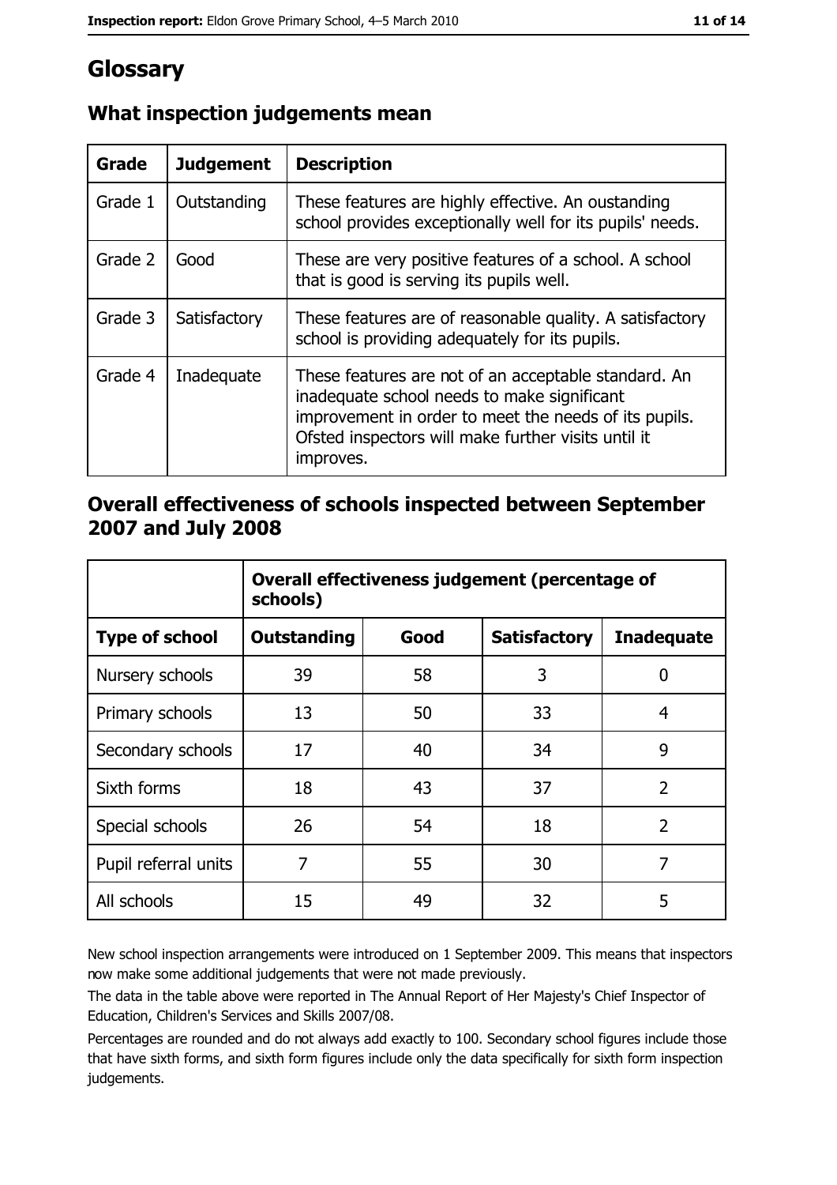# Glossary

## What inspection judgements mean

| Grade | Judgement | Description |
|---|---|---|
| Grade 1 | Outstanding | These features are highly effective. An oustanding school provides exceptionally well for its pupils' needs. |
| Grade 2 | Good | These are very positive features of a school. A school that is good is serving its pupils well. |
| Grade 3 | Satisfactory | These features are of reasonable quality. A satisfactory school is providing adequately for its pupils. |
| Grade 4 | Inadequate | These features are not of an acceptable standard. An inadequate school needs to make significant improvement in order to meet the needs of its pupils. Ofsted inspectors will make further visits until it improves. |

## Overall effectiveness of schools inspected between September 2007 and July 2008

| | Overall effectiveness judgement (percentage of schools) | | | |
|---|---|---|---|---|
| **Type of school** | **Outstanding** | **Good** | **Satisfactory** | **Inadequate** |
| Nursery schools | 39 | 58 | 3 | 0 |
| Primary schools | 13 | 50 | 33 | 4 |
| Secondary schools | 17 | 40 | 34 | 9 |
| Sixth forms | 18 | 43 | 37 | 2 |
| Special schools | 26 | 54 | 18 | 2 |
| Pupil referral units | 7 | 55 | 30 | 7 |
| All schools | 15 | 49 | 32 | 5 |

New school inspection arrangements were introduced on 1 September 2009. This means that inspectors now make some additional judgements that were not made previously.

The data in the table above were reported in The Annual Report of Her Majesty's Chief Inspector of Education, Children's Services and Skills 2007/08.

Percentages are rounded and do not always add exactly to 100. Secondary school figures include those that have sixth forms, and sixth form figures include only the data specifically for sixth form inspection judgements.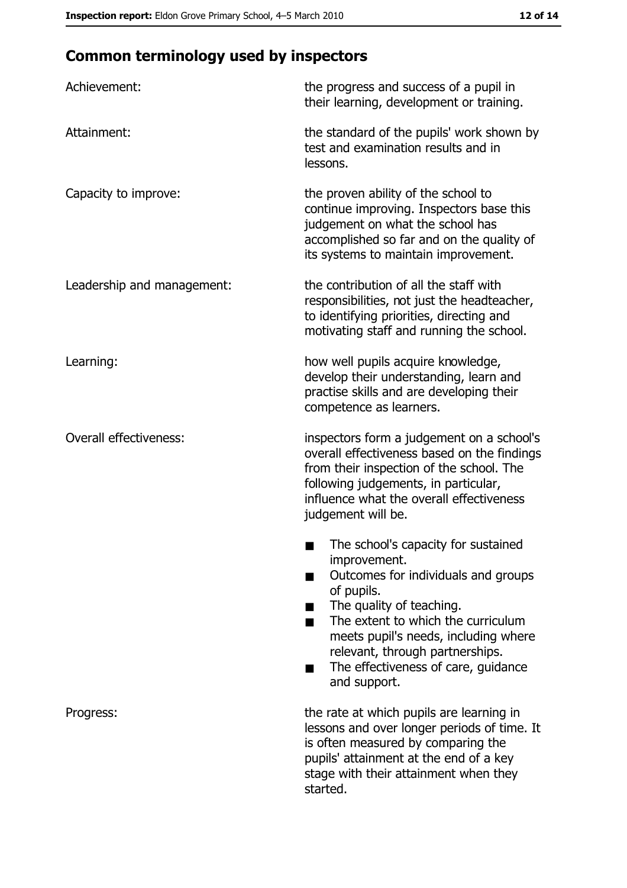## Common terminology used by inspectors

| | |
|---|---|
| Achievement: | the progress and success of a pupil in their learning, development or training. |
| Attainment: | the standard of the pupils' work shown by test and examination results and in lessons. |
| Capacity to improve: | the proven ability of the school to continue improving. Inspectors base this judgement on what the school has accomplished so far and on the quality of its systems to maintain improvement. |
| Leadership and management: | the contribution of all the staff with responsibilities, not just the headteacher, to identifying priorities, directing and motivating staff and running the school. |
| Learning: | how well pupils acquire knowledge, develop their understanding, learn and practise skills and are developing their competence as learners. |
| Overall effectiveness: | inspectors form a judgement on a school's overall effectiveness based on the findings from their inspection of the school. The following judgements, in particular, influence what the overall effectiveness judgement will be.<br>■ The school's capacity for sustained improvement.<br>■ Outcomes for individuals and groups of pupils.<br>■ The quality of teaching.<br>■ The extent to which the curriculum meets pupil's needs, including where relevant, through partnerships.<br>■ The effectiveness of care, guidance and support. |
| Progress: | the rate at which pupils are learning in lessons and over longer periods of time. It is often measured by comparing the pupils' attainment at the end of a key stage with their attainment when they started. |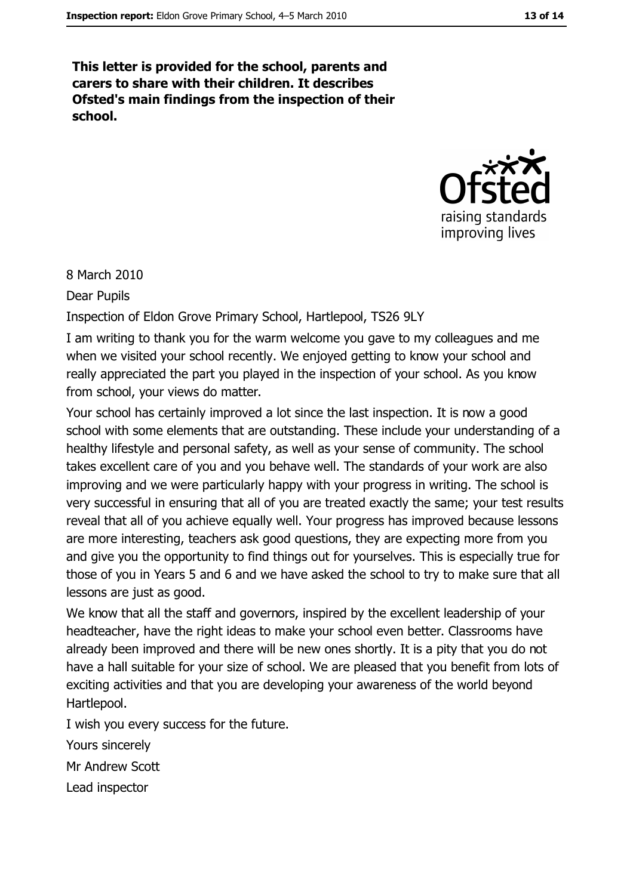**This letter is provided for the school, parents and carers to share with their children. It describes Ofsted's main findings from the inspection of their school.**

8 March 2010

Dear Pupils

Inspection of Eldon Grove Primary School, Hartlepool, TS26 9LY

I am writing to thank you for the warm welcome you gave to my colleagues and me when we visited your school recently. We enjoyed getting to know your school and really appreciated the part you played in the inspection of your school. As you know from school, your views do matter.

Your school has certainly improved a lot since the last inspection. It is now a good school with some elements that are outstanding. These include your understanding of a healthy lifestyle and personal safety, as well as your sense of community. The school takes excellent care of you and you behave well. The standards of your work are also improving and we were particularly happy with your progress in writing. The school is very successful in ensuring that all of you are treated exactly the same; your test results reveal that all of you achieve equally well. Your progress has improved because lessons are more interesting, teachers ask good questions, they are expecting more from you and give you the opportunity to find things out for yourselves. This is especially true for those of you in Years 5 and 6 and we have asked the school to try to make sure that all lessons are just as good.

We know that all the staff and governors, inspired by the excellent leadership of your headteacher, have the right ideas to make your school even better. Classrooms have already been improved and there will be new ones shortly. It is a pity that you do not have a hall suitable for your size of school. We are pleased that you benefit from lots of exciting activities and that you are developing your awareness of the world beyond Hartlepool.

I wish you every success for the future.

Yours sincerely

Mr Andrew Scott

Lead inspector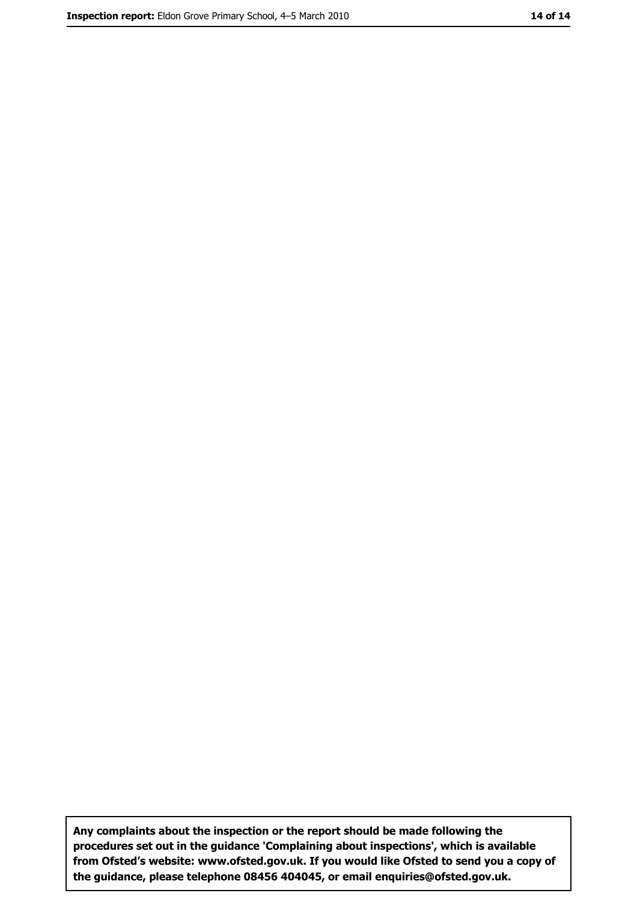**Any complaints about the inspection or the report should be made following the procedures set out in the guidance 'Complaining about inspections', which is available from Ofsted's website: www.ofsted.gov.uk. If you would like Ofsted to send you a copy of the guidance, please telephone 08456 404045, or email enquiries@ofsted.gov.uk.**